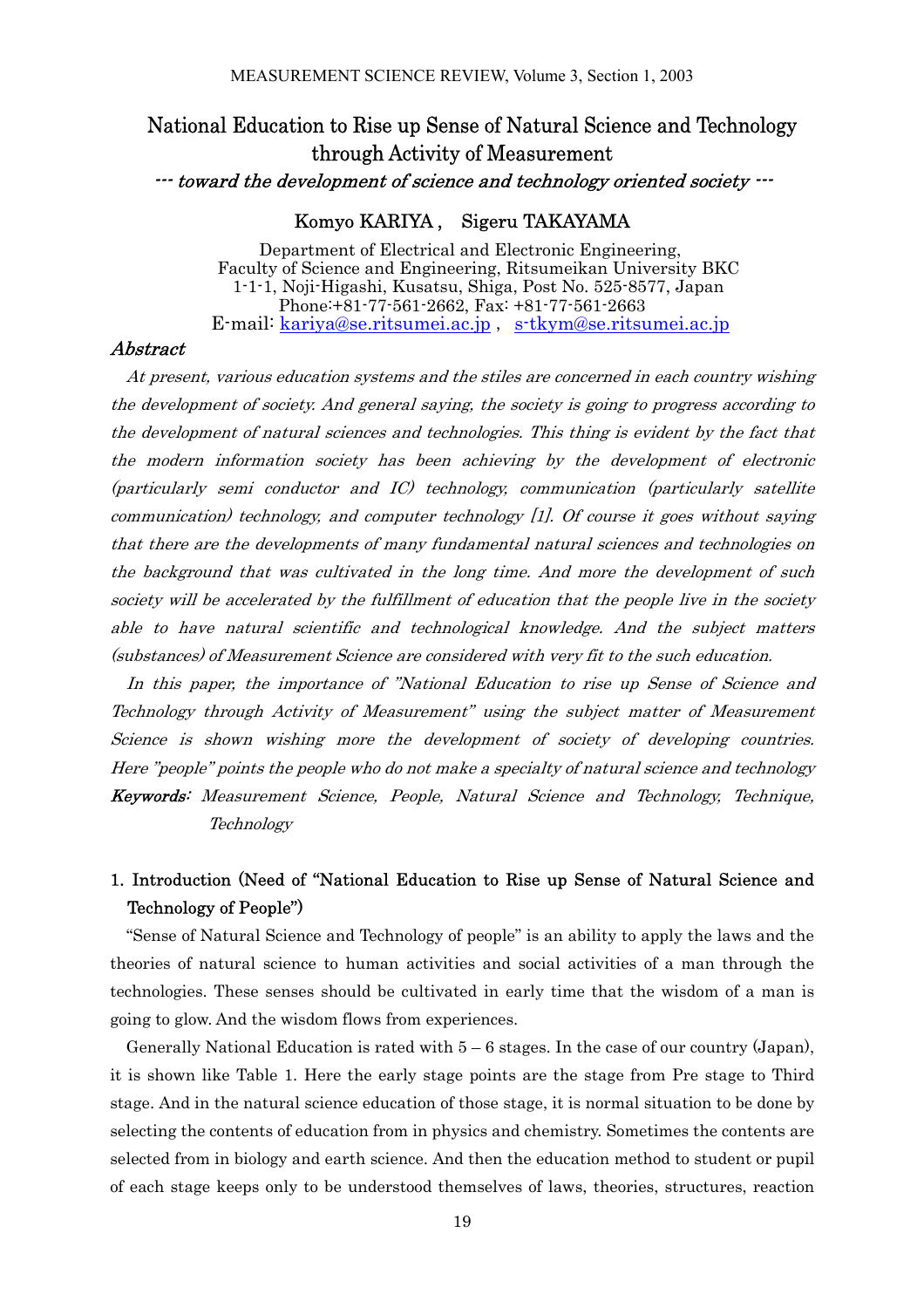# National Education to Rise up Sense of Natural Science and Technology through Activity of Measurement

*--- toward the development of science and technology oriented society ---*

**Komyo KARIYA , Sigeru TAKAYAMA**

Department of Electrical and Electronic Engineering,
Faculty of Science and Engineering, Ritsumeikan University BKC
1-1-1, Noji-Higashi, Kusatsu, Shiga, Post No. 525-8577, Japan
Phone:+81-77-561-2662, Fax: +81-77-561-2663
E-mail: kariya@se.ritsumei.ac.jp , s-tkym@se.ritsumei.ac.jp

## *Abstract*

*At present, various education systems and the stiles are concerned in each country wishing the development of society. And general saying, the society is going to progress according to the development of natural sciences and technologies. This thing is evident by the fact that the modern information society has been achieving by the development of electronic (particularly semi conductor and IC) technology, communication (particularly satellite communication) technology, and computer technology [1]. Of course it goes without saying that there are the developments of many fundamental natural sciences and technologies on the background that was cultivated in the long time. And more the development of such society will be accelerated by the fulfillment of education that the people live in the society able to have natural scientific and technological knowledge. And the subject matters (substances) of Measurement Science are considered with very fit to the such education.*

*In this paper, the importance of "National Education to rise up Sense of Science and Technology through Activity of Measurement" using the subject matter of Measurement Science is shown wishing more the development of society of developing countries. Here "people" points the people who do not make a specialty of natural science and technology*

***Keywords****: Measurement Science, People, Natural Science and Technology, Technique, Technology*

## 1. Introduction (Need of "National Education to Rise up Sense of Natural Science and Technology of People")

"Sense of Natural Science and Technology of people" is an ability to apply the laws and the theories of natural science to human activities and social activities of a man through the technologies. These senses should be cultivated in early time that the wisdom of a man is going to glow. And the wisdom flows from experiences.

Generally National Education is rated with 5 – 6 stages. In the case of our country (Japan), it is shown like Table 1. Here the early stage points are the stage from Pre stage to Third stage. And in the natural science education of those stage, it is normal situation to be done by selecting the contents of education from in physics and chemistry. Sometimes the contents are selected from in biology and earth science. And then the education method to student or pupil of each stage keeps only to be understood themselves of laws, theories, structures, reaction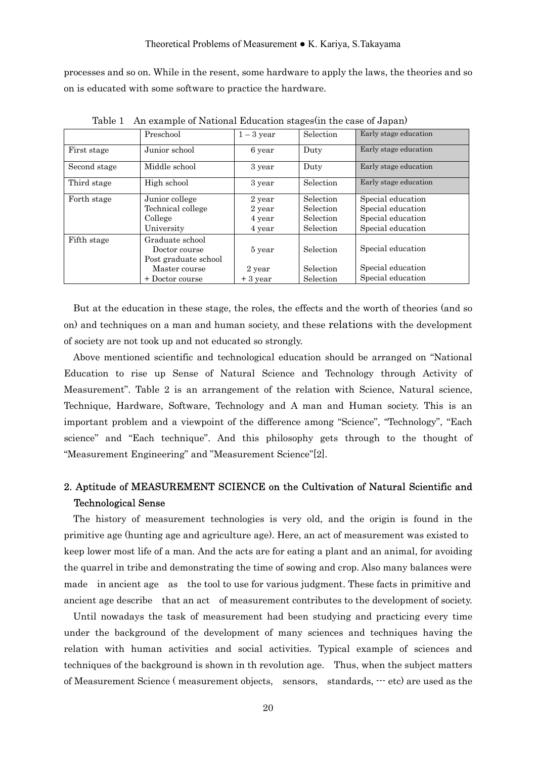processes and so on. While in the resent, some hardware to apply the laws, the theories and so on is educated with some software to practice the hardware.

Table 1 An example of National Education stages(in the case of Japan)

| | | | | |
|---|---|---|---|---|
| | Preschool | 1 – 3 year | Selection | Early stage education |
| First stage | Junior school | 6 year | Duty | Early stage education |
| Second stage | Middle school | 3 year | Duty | Early stage education |
| Third stage | High school | 3 year | Selection | Early stage education |
| Forth stage | Junior college<br>Technical college<br>College<br>University | 2 year<br>2 year<br>4 year<br>4 year | Selection<br>Selection<br>Selection<br>Selection | Special education<br>Special education<br>Special education<br>Special education |
| Fifth stage | Graduate school<br>Doctor course<br>Post graduate school<br>Master course<br>+ Doctor course | 5 year<br><br>2 year<br>+ 3 year | Selection<br><br>Selection<br>Selection | Special education<br><br>Special education<br>Special education |

But at the education in these stage, the roles, the effects and the worth of theories (and so on) and techniques on a man and human society, and these relations with the development of society are not took up and not educated so strongly.

Above mentioned scientific and technological education should be arranged on "National Education to rise up Sense of Natural Science and Technology through Activity of Measurement". Table 2 is an arrangement of the relation with Science, Natural science, Technique, Hardware, Software, Technology and A man and Human society. This is an important problem and a viewpoint of the difference among "Science", "Technology", "Each science" and "Each technique". And this philosophy gets through to the thought of "Measurement Engineering" and "Measurement Science"[2].

## 2. Aptitude of MEASUREMENT SCIENCE on the Cultivation of Natural Scientific and Technological Sense

The history of measurement technologies is very old, and the origin is found in the primitive age (hunting age and agriculture age). Here, an act of measurement was existed to keep lower most life of a man. And the acts are for eating a plant and an animal, for avoiding the quarrel in tribe and demonstrating the time of sowing and crop. Also many balances were made in ancient age as the tool to use for various judgment. These facts in primitive and ancient age describe that an act of measurement contributes to the development of society.

Until nowadays the task of measurement had been studying and practicing every time under the background of the development of many sciences and techniques having the relation with human activities and social activities. Typical example of sciences and techniques of the background is shown in th revolution age. Thus, when the subject matters of Measurement Science ( measurement objects, sensors, standards, --- etc) are used as the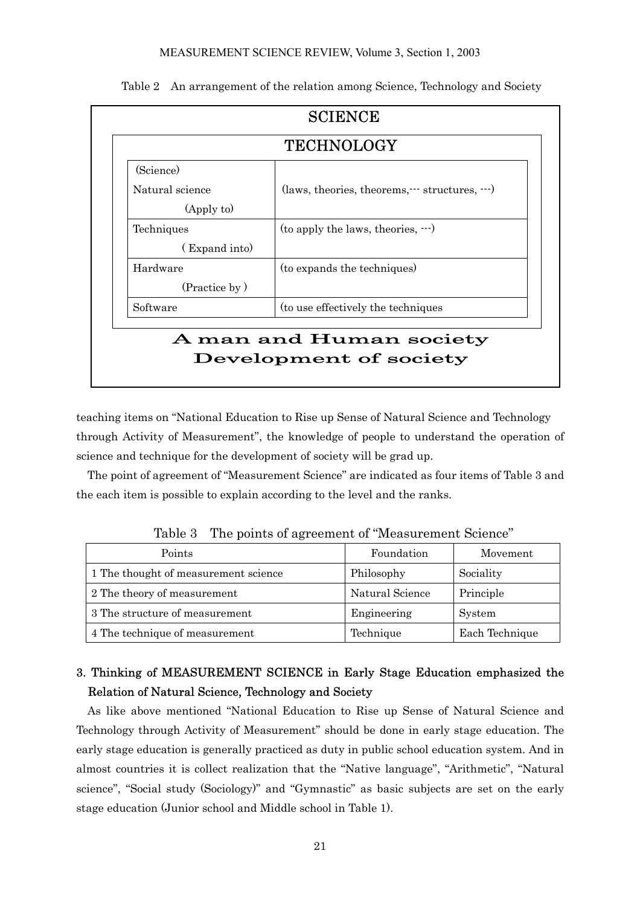Table 2 An arrangement of the relation among Science, Technology and Society

| SCIENCE | |
|---|---|
| TECHNOLOGY | |
| (Science) Natural science (Apply to) | (laws, theories, theorems,--- structures, ---) |
| Techniques ( Expand into) | (to apply the laws, theories, ---) |
| Hardware (Practice by ) | (to expands the techniques) |
| Software | (to use effectively the techniques |
| **A man and Human society Development of society** | |

teaching items on "National Education to Rise up Sense of Natural Science and Technology through Activity of Measurement", the knowledge of people to understand the operation of science and technique for the development of society will be grad up.

The point of agreement of "Measurement Science" are indicated as four items of Table 3 and the each item is possible to explain according to the level and the ranks.

Table 3 The points of agreement of "Measurement Science"

| Points | Foundation | Movement |
|---|---|---|
| 1 The thought of measurement science | Philosophy | Sociality |
| 2 The theory of measurement | Natural Science | Principle |
| 3 The structure of measurement | Engineering | System |
| 4 The technique of measurement | Technique | Each Technique |

## 3. Thinking of MEASUREMENT SCIENCE in Early Stage Education emphasized the Relation of Natural Science, Technology and Society

As like above mentioned "National Education to Rise up Sense of Natural Science and Technology through Activity of Measurement" should be done in early stage education. The early stage education is generally practiced as duty in public school education system. And in almost countries it is collect realization that the "Native language", "Arithmetic", "Natural science", "Social study (Sociology)" and "Gymnastic" as basic subjects are set on the early stage education (Junior school and Middle school in Table 1).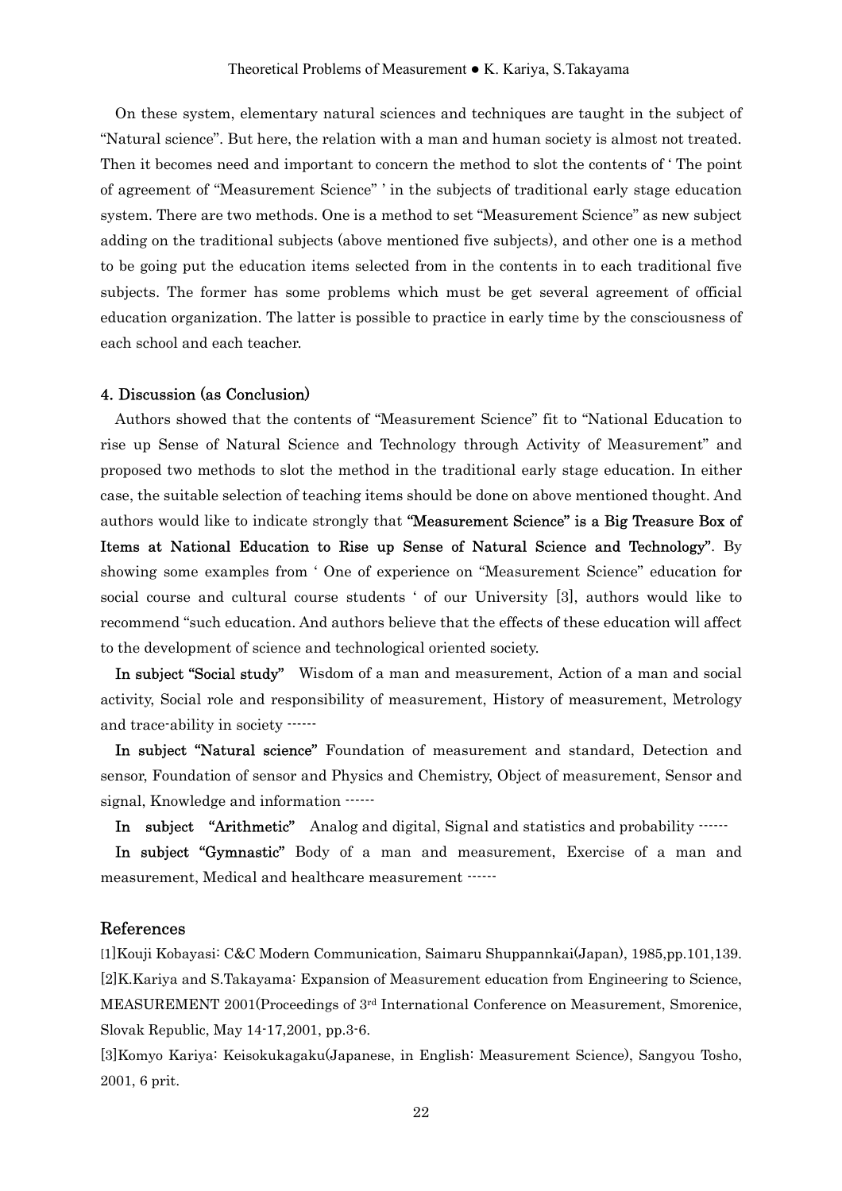On these system, elementary natural sciences and techniques are taught in the subject of "Natural science". But here, the relation with a man and human society is almost not treated. Then it becomes need and important to concern the method to slot the contents of ' The point of agreement of "Measurement Science" ' in the subjects of traditional early stage education system. There are two methods. One is a method to set "Measurement Science" as new subject adding on the traditional subjects (above mentioned five subjects), and other one is a method to be going put the education items selected from in the contents in to each traditional five subjects. The former has some problems which must be get several agreement of official education organization. The latter is possible to practice in early time by the consciousness of each school and each teacher.

## 4. Discussion (as Conclusion)

Authors showed that the contents of "Measurement Science" fit to "National Education to rise up Sense of Natural Science and Technology through Activity of Measurement" and proposed two methods to slot the method in the traditional early stage education. In either case, the suitable selection of teaching items should be done on above mentioned thought. And authors would like to indicate strongly that **"Measurement Science" is a Big Treasure Box of Items at National Education to Rise up Sense of Natural Science and Technology"**. By showing some examples from ' One of experience on "Measurement Science" education for social course and cultural course students ' of our University [3], authors would like to recommend "such education. And authors believe that the effects of these education will affect to the development of science and technological oriented society.

**In subject "Social study"** Wisdom of a man and measurement, Action of a man and social activity, Social role and responsibility of measurement, History of measurement, Metrology and trace-ability in society ------

**In subject "Natural science"** Foundation of measurement and standard, Detection and sensor, Foundation of sensor and Physics and Chemistry, Object of measurement, Sensor and signal, Knowledge and information ------

**In subject "Arithmetic"** Analog and digital, Signal and statistics and probability ------

**In subject "Gymnastic"** Body of a man and measurement, Exercise of a man and measurement, Medical and healthcare measurement ------

## References

[1]Kouji Kobayasi: C&C Modern Communication, Saimaru Shuppannkai(Japan), 1985,pp.101,139.

[2]K.Kariya and S.Takayama: Expansion of Measurement education from Engineering to Science, MEASUREMENT 2001(Proceedings of 3rd International Conference on Measurement, Smorenice, Slovak Republic, May 14-17,2001, pp.3-6.

[3]Komyo Kariya: Keisokukagaku(Japanese, in English: Measurement Science), Sangyou Tosho, 2001, 6 prit.